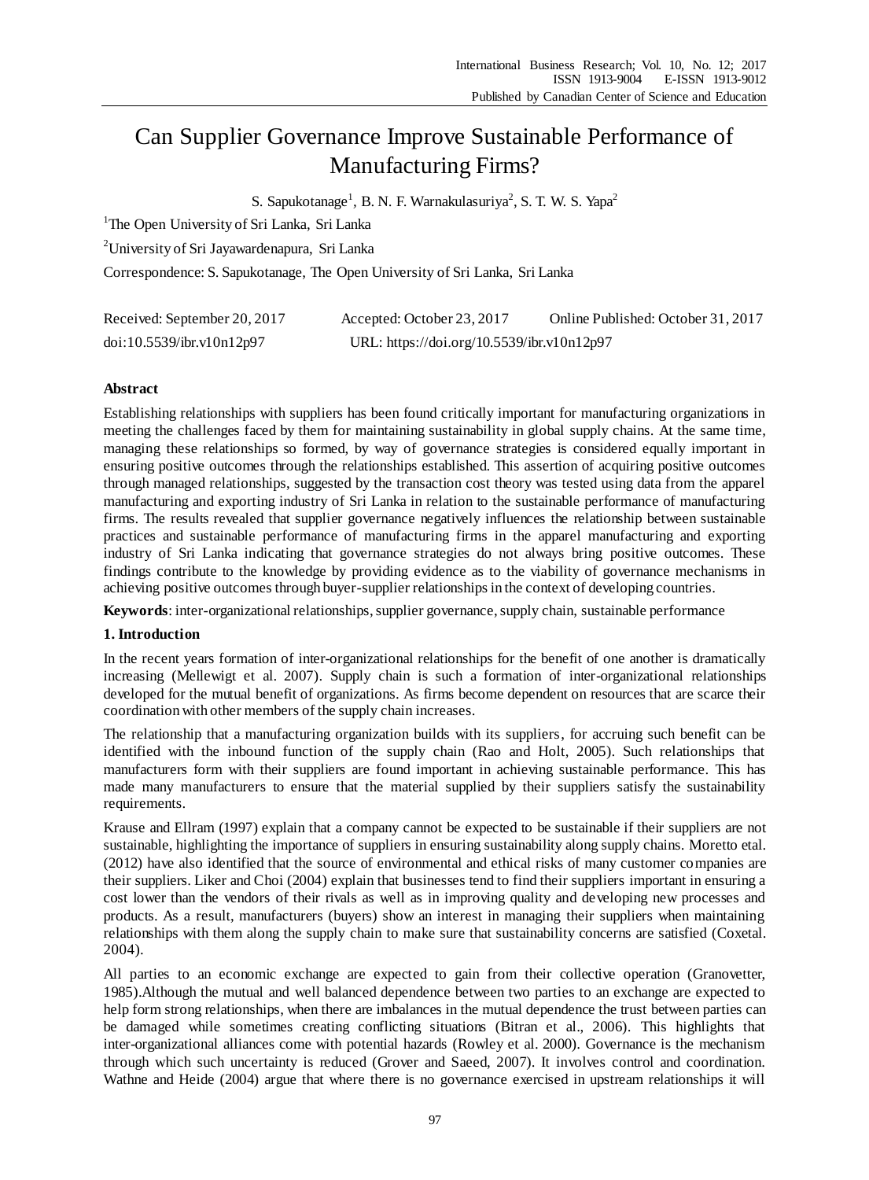# Can Supplier Governance Improve Sustainable Performance of Manufacturing Firms?

S. Sapukotanage[1], B. N. F. Warnakulasuriya[2], S. T. W. S. Yapa[2]

[1]The Open University of Sri Lanka, Sri Lanka

[2]University of Sri Jayawardenapura, Sri Lanka

Correspondence: S. Sapukotanage, The Open University of Sri Lanka, Sri Lanka

Received: September 20, 2017 Accepted: October 23, 2017 Online Published: October 31, 2017

doi:10.5539/ibr.v10n12p97 URL: https://doi.org/10.5539/ibr.v10n12p97

## Abstract

Establishing relationships with suppliers has been found critically important for manufacturing organizations in meeting the challenges faced by them for maintaining sustainability in global supply chains. At the same time, managing these relationships so formed, by way of governance strategies is considered equally important in ensuring positive outcomes through the relationships established. This assertion of acquiring positive outcomes through managed relationships, suggested by the transaction cost theory was tested using data from the apparel manufacturing and exporting industry of Sri Lanka in relation to the sustainable performance of manufacturing firms. The results revealed that supplier governance negatively influences the relationship between sustainable practices and sustainable performance of manufacturing firms in the apparel manufacturing and exporting industry of Sri Lanka indicating that governance strategies do not always bring positive outcomes. These findings contribute to the knowledge by providing evidence as to the viability of governance mechanisms in achieving positive outcomes through buyer-supplier relationships in the context of developing countries.

**Keywords**: inter-organizational relationships, supplier governance, supply chain, sustainable performance

## 1. Introduction

In the recent years formation of inter-organizational relationships for the benefit of one another is dramatically increasing (Mellewigt et al. 2007). Supply chain is such a formation of inter-organizational relationships developed for the mutual benefit of organizations. As firms become dependent on resources that are scarce their coordination with other members of the supply chain increases.

The relationship that a manufacturing organization builds with its suppliers, for accruing such benefit can be identified with the inbound function of the supply chain (Rao and Holt, 2005). Such relationships that manufacturers form with their suppliers are found important in achieving sustainable performance. This has made many manufacturers to ensure that the material supplied by their suppliers satisfy the sustainability requirements.

Krause and Ellram (1997) explain that a company cannot be expected to be sustainable if their suppliers are not sustainable, highlighting the importance of suppliers in ensuring sustainability along supply chains. Moretto etal. (2012) have also identified that the source of environmental and ethical risks of many customer companies are their suppliers. Liker and Choi (2004) explain that businesses tend to find their suppliers important in ensuring a cost lower than the vendors of their rivals as well as in improving quality and developing new processes and products. As a result, manufacturers (buyers) show an interest in managing their suppliers when maintaining relationships with them along the supply chain to make sure that sustainability concerns are satisfied (Coxetal. 2004).

All parties to an economic exchange are expected to gain from their collective operation (Granovetter, 1985).Although the mutual and well balanced dependence between two parties to an exchange are expected to help form strong relationships, when there are imbalances in the mutual dependence the trust between parties can be damaged while sometimes creating conflicting situations (Bitran et al., 2006). This highlights that inter-organizational alliances come with potential hazards (Rowley et al. 2000). Governance is the mechanism through which such uncertainty is reduced (Grover and Saeed, 2007). It involves control and coordination. Wathne and Heide (2004) argue that where there is no governance exercised in upstream relationships it will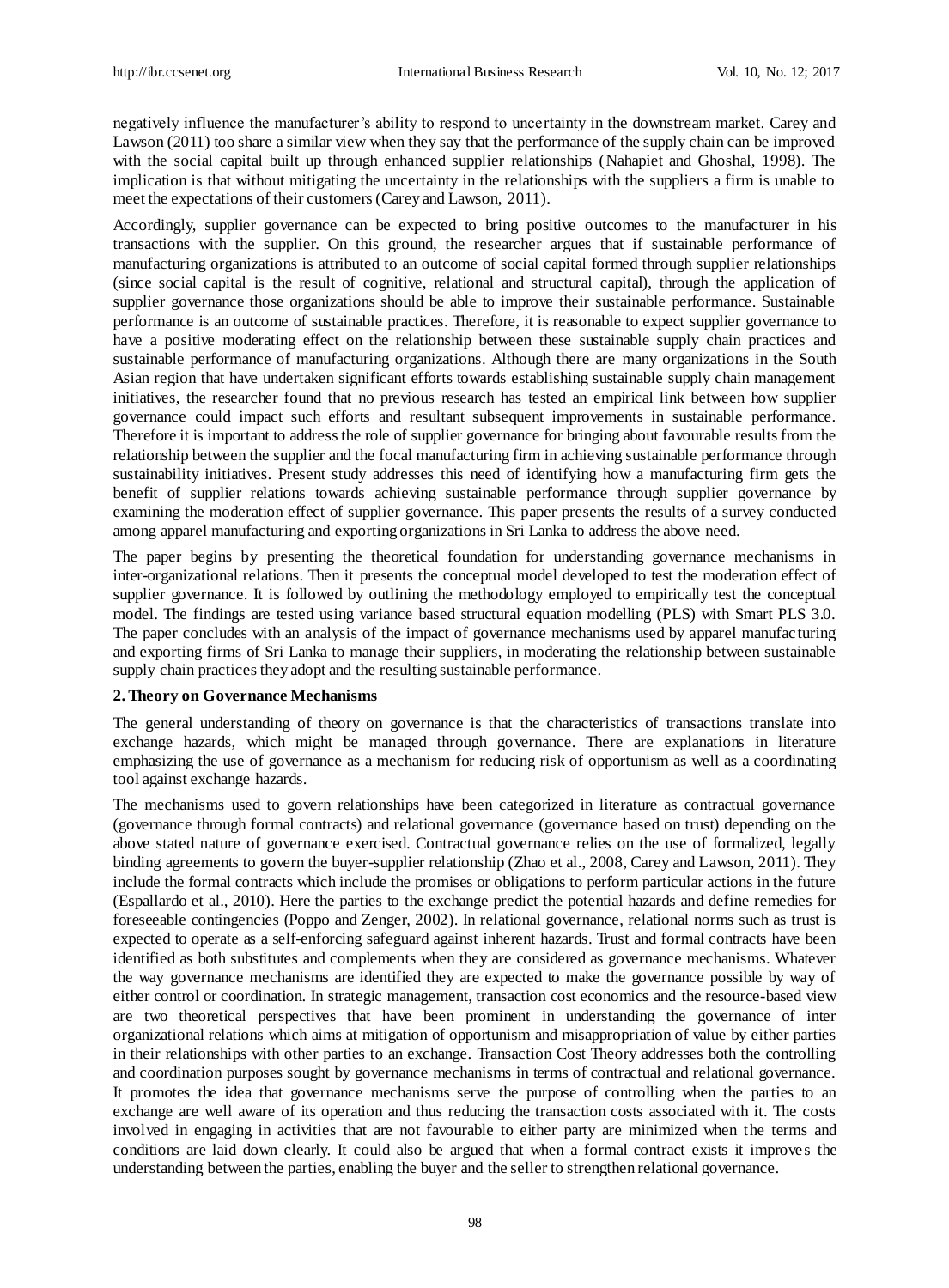negatively influence the manufacturer's ability to respond to uncertainty in the downstream market. Carey and Lawson (2011) too share a similar view when they say that the performance of the supply chain can be improved with the social capital built up through enhanced supplier relationships (Nahapiet and Ghoshal, 1998). The implication is that without mitigating the uncertainty in the relationships with the suppliers a firm is unable to meet the expectations of their customers (Carey and Lawson, 2011).

Accordingly, supplier governance can be expected to bring positive outcomes to the manufacturer in his transactions with the supplier. On this ground, the researcher argues that if sustainable performance of manufacturing organizations is attributed to an outcome of social capital formed through supplier relationships (since social capital is the result of cognitive, relational and structural capital), through the application of supplier governance those organizations should be able to improve their sustainable performance. Sustainable performance is an outcome of sustainable practices. Therefore, it is reasonable to expect supplier governance to have a positive moderating effect on the relationship between these sustainable supply chain practices and sustainable performance of manufacturing organizations. Although there are many organizations in the South Asian region that have undertaken significant efforts towards establishing sustainable supply chain management initiatives, the researcher found that no previous research has tested an empirical link between how supplier governance could impact such efforts and resultant subsequent improvements in sustainable performance. Therefore it is important to address the role of supplier governance for bringing about favourable results from the relationship between the supplier and the focal manufacturing firm in achieving sustainable performance through sustainability initiatives. Present study addresses this need of identifying how a manufacturing firm gets the benefit of supplier relations towards achieving sustainable performance through supplier governance by examining the moderation effect of supplier governance. This paper presents the results of a survey conducted among apparel manufacturing and exporting organizations in Sri Lanka to address the above need.

The paper begins by presenting the theoretical foundation for understanding governance mechanisms in inter-organizational relations. Then it presents the conceptual model developed to test the moderation effect of supplier governance. It is followed by outlining the methodology employed to empirically test the conceptual model. The findings are tested using variance based structural equation modelling (PLS) with Smart PLS 3.0. The paper concludes with an analysis of the impact of governance mechanisms used by apparel manufacturing and exporting firms of Sri Lanka to manage their suppliers, in moderating the relationship between sustainable supply chain practices they adopt and the resulting sustainable performance.

## 2. Theory on Governance Mechanisms

The general understanding of theory on governance is that the characteristics of transactions translate into exchange hazards, which might be managed through governance. There are explanations in literature emphasizing the use of governance as a mechanism for reducing risk of opportunism as well as a coordinating tool against exchange hazards.

The mechanisms used to govern relationships have been categorized in literature as contractual governance (governance through formal contracts) and relational governance (governance based on trust) depending on the above stated nature of governance exercised. Contractual governance relies on the use of formalized, legally binding agreements to govern the buyer-supplier relationship (Zhao et al., 2008, Carey and Lawson, 2011). They include the formal contracts which include the promises or obligations to perform particular actions in the future (Espallardo et al., 2010). Here the parties to the exchange predict the potential hazards and define remedies for foreseeable contingencies (Poppo and Zenger, 2002). In relational governance, relational norms such as trust is expected to operate as a self-enforcing safeguard against inherent hazards. Trust and formal contracts have been identified as both substitutes and complements when they are considered as governance mechanisms. Whatever the way governance mechanisms are identified they are expected to make the governance possible by way of either control or coordination. In strategic management, transaction cost economics and the resource-based view are two theoretical perspectives that have been prominent in understanding the governance of inter organizational relations which aims at mitigation of opportunism and misappropriation of value by either parties in their relationships with other parties to an exchange. Transaction Cost Theory addresses both the controlling and coordination purposes sought by governance mechanisms in terms of contractual and relational governance. It promotes the idea that governance mechanisms serve the purpose of controlling when the parties to an exchange are well aware of its operation and thus reducing the transaction costs associated with it. The costs involved in engaging in activities that are not favourable to either party are minimized when the terms and conditions are laid down clearly. It could also be argued that when a formal contract exists it improves the understanding between the parties, enabling the buyer and the seller to strengthen relational governance.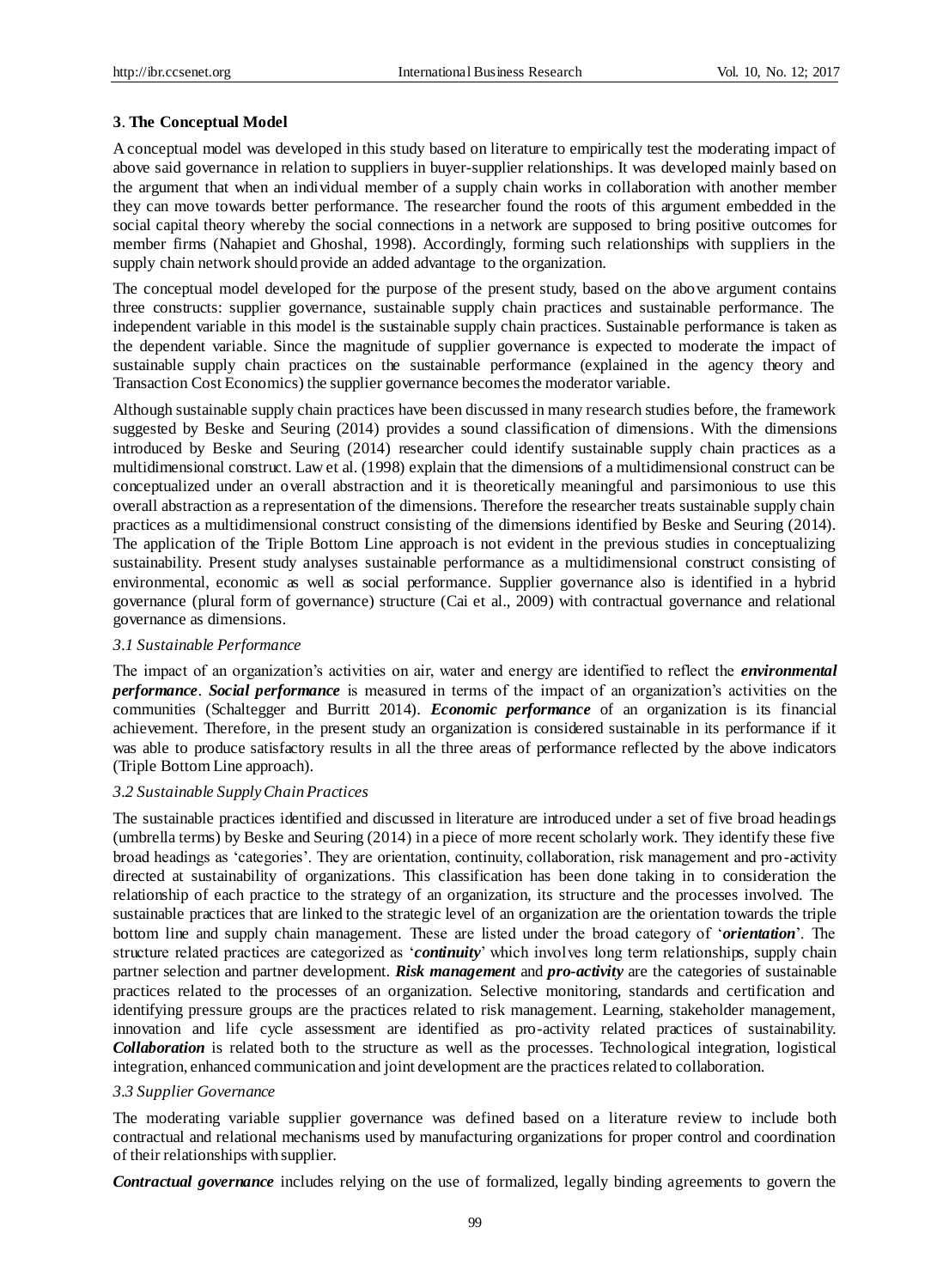## 3. The Conceptual Model

A conceptual model was developed in this study based on literature to empirically test the moderating impact of above said governance in relation to suppliers in buyer-supplier relationships. It was developed mainly based on the argument that when an individual member of a supply chain works in collaboration with another member they can move towards better performance. The researcher found the roots of this argument embedded in the social capital theory whereby the social connections in a network are supposed to bring positive outcomes for member firms (Nahapiet and Ghoshal, 1998). Accordingly, forming such relationships with suppliers in the supply chain network should provide an added advantage to the organization.

The conceptual model developed for the purpose of the present study, based on the above argument contains three constructs: supplier governance, sustainable supply chain practices and sustainable performance. The independent variable in this model is the sustainable supply chain practices. Sustainable performance is taken as the dependent variable. Since the magnitude of supplier governance is expected to moderate the impact of sustainable supply chain practices on the sustainable performance (explained in the agency theory and Transaction Cost Economics) the supplier governance becomes the moderator variable.

Although sustainable supply chain practices have been discussed in many research studies before, the framework suggested by Beske and Seuring (2014) provides a sound classification of dimensions. With the dimensions introduced by Beske and Seuring (2014) researcher could identify sustainable supply chain practices as a multidimensional construct. Law et al. (1998) explain that the dimensions of a multidimensional construct can be conceptualized under an overall abstraction and it is theoretically meaningful and parsimonious to use this overall abstraction as a representation of the dimensions. Therefore the researcher treats sustainable supply chain practices as a multidimensional construct consisting of the dimensions identified by Beske and Seuring (2014). The application of the Triple Bottom Line approach is not evident in the previous studies in conceptualizing sustainability. Present study analyses sustainable performance as a multidimensional construct consisting of environmental, economic as well as social performance. Supplier governance also is identified in a hybrid governance (plural form of governance) structure (Cai et al., 2009) with contractual governance and relational governance as dimensions.

### *3.1 Sustainable Performance*

The impact of an organization's activities on air, water and energy are identified to reflect the ***environmental performance***. ***Social performance*** is measured in terms of the impact of an organization's activities on the communities (Schaltegger and Burritt 2014). ***Economic performance*** of an organization is its financial achievement. Therefore, in the present study an organization is considered sustainable in its performance if it was able to produce satisfactory results in all the three areas of performance reflected by the above indicators (Triple Bottom Line approach).

### *3.2 Sustainable Supply Chain Practices*

The sustainable practices identified and discussed in literature are introduced under a set of five broad headings (umbrella terms) by Beske and Seuring (2014) in a piece of more recent scholarly work. They identify these five broad headings as 'categories'. They are orientation, continuity, collaboration, risk management and pro-activity directed at sustainability of organizations. This classification has been done taking in to consideration the relationship of each practice to the strategy of an organization, its structure and the processes involved. The sustainable practices that are linked to the strategic level of an organization are the orientation towards the triple bottom line and supply chain management. These are listed under the broad category of '***orientation***'. The structure related practices are categorized as '***continuity***' which involves long term relationships, supply chain partner selection and partner development. ***Risk management*** and ***pro-activity*** are the categories of sustainable practices related to the processes of an organization. Selective monitoring, standards and certification and identifying pressure groups are the practices related to risk management. Learning, stakeholder management, innovation and life cycle assessment are identified as pro-activity related practices of sustainability. ***Collaboration*** is related both to the structure as well as the processes. Technological integration, logistical integration, enhanced communication and joint development are the practices related to collaboration.

### *3.3 Supplier Governance*

The moderating variable supplier governance was defined based on a literature review to include both contractual and relational mechanisms used by manufacturing organizations for proper control and coordination of their relationships with supplier.

***Contractual governance*** includes relying on the use of formalized, legally binding agreements to govern the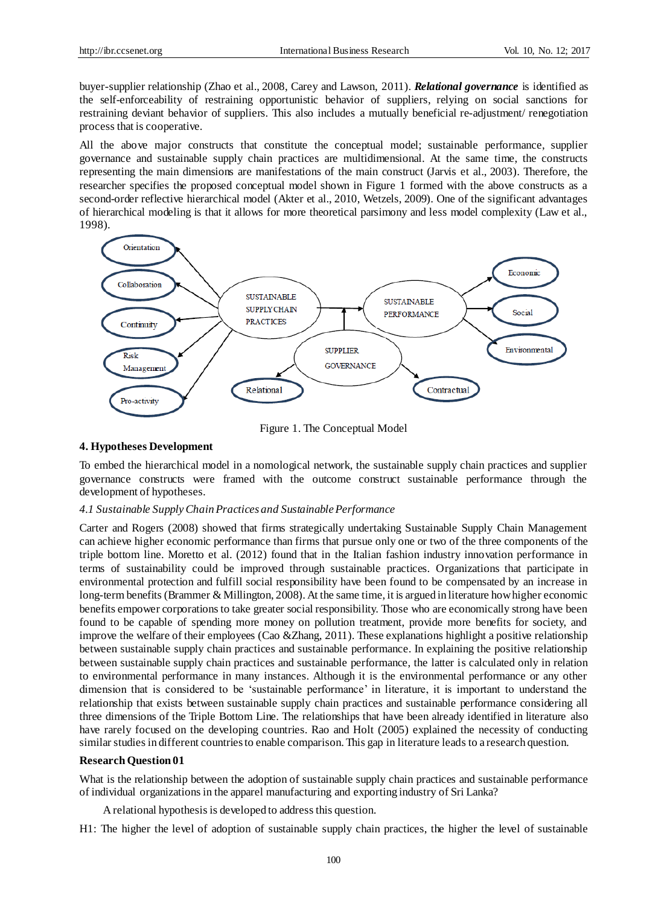buyer-supplier relationship (Zhao et al., 2008, Carey and Lawson, 2011). ***Relational governance*** is identified as the self-enforceability of restraining opportunistic behavior of suppliers, relying on social sanctions for restraining deviant behavior of suppliers. This also includes a mutually beneficial re-adjustment/ renegotiation process that is cooperative.

All the above major constructs that constitute the conceptual model; sustainable performance, supplier governance and sustainable supply chain practices are multidimensional. At the same time, the constructs representing the main dimensions are manifestations of the main construct (Jarvis et al., 2003). Therefore, the researcher specifies the proposed conceptual model shown in Figure 1 formed with the above constructs as a second-order reflective hierarchical model (Akter et al., 2010, Wetzels, 2009). One of the significant advantages of hierarchical modeling is that it allows for more theoretical parsimony and less model complexity (Law et al., 1998).

Figure 1. The Conceptual Model

## 4. Hypotheses Development

To embed the hierarchical model in a nomological network, the sustainable supply chain practices and supplier governance constructs were framed with the outcome construct sustainable performance through the development of hypotheses.

### 4.1 Sustainable Supply Chain Practices and Sustainable Performance

Carter and Rogers (2008) showed that firms strategically undertaking Sustainable Supply Chain Management can achieve higher economic performance than firms that pursue only one or two of the three components of the triple bottom line. Moretto et al. (2012) found that in the Italian fashion industry innovation performance in terms of sustainability could be improved through sustainable practices. Organizations that participate in environmental protection and fulfill social responsibility have been found to be compensated by an increase in long-term benefits (Brammer & Millington, 2008). At the same time, it is argued in literature how higher economic benefits empower corporations to take greater social responsibility. Those who are economically strong have been found to be capable of spending more money on pollution treatment, provide more benefits for society, and improve the welfare of their employees (Cao &Zhang, 2011). These explanations highlight a positive relationship between sustainable supply chain practices and sustainable performance. In explaining the positive relationship between sustainable supply chain practices and sustainable performance, the latter is calculated only in relation to environmental performance in many instances. Although it is the environmental performance or any other dimension that is considered to be 'sustainable performance' in literature, it is important to understand the relationship that exists between sustainable supply chain practices and sustainable performance considering all three dimensions of the Triple Bottom Line. The relationships that have been already identified in literature also have rarely focused on the developing countries. Rao and Holt (2005) explained the necessity of conducting similar studies in different countries to enable comparison. This gap in literature leads to a research question.

**Research Question 01**

What is the relationship between the adoption of sustainable supply chain practices and sustainable performance of individual organizations in the apparel manufacturing and exporting industry of Sri Lanka?

A relational hypothesis is developed to address this question.

H1: The higher the level of adoption of sustainable supply chain practices, the higher the level of sustainable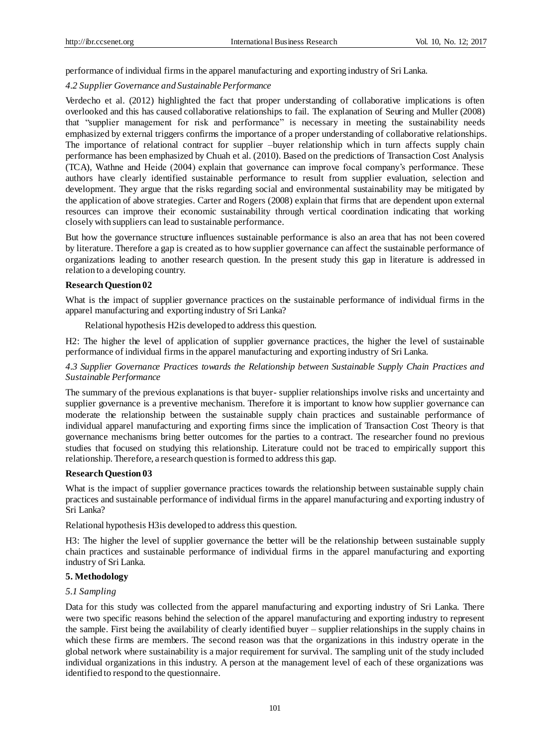performance of individual firms in the apparel manufacturing and exporting industry of Sri Lanka.

### *4.2 Supplier Governance and Sustainable Performance*

Verdecho et al. (2012) highlighted the fact that proper understanding of collaborative implications is often overlooked and this has caused collaborative relationships to fail. The explanation of Seuring and Muller (2008) that "supplier management for risk and performance" is necessary in meeting the sustainability needs emphasized by external triggers confirms the importance of a proper understanding of collaborative relationships. The importance of relational contract for supplier –buyer relationship which in turn affects supply chain performance has been emphasized by Chuah et al. (2010). Based on the predictions of Transaction Cost Analysis (TCA), Wathne and Heide (2004) explain that governance can improve focal company's performance. These authors have clearly identified sustainable performance to result from supplier evaluation, selection and development. They argue that the risks regarding social and environmental sustainability may be mitigated by the application of above strategies. Carter and Rogers (2008) explain that firms that are dependent upon external resources can improve their economic sustainability through vertical coordination indicating that working closely with suppliers can lead to sustainable performance.

But how the governance structure influences sustainable performance is also an area that has not been covered by literature. Therefore a gap is created as to how supplier governance can affect the sustainable performance of organizations leading to another research question. In the present study this gap in literature is addressed in relation to a developing country.

**Research Question 02**

What is the impact of supplier governance practices on the sustainable performance of individual firms in the apparel manufacturing and exporting industry of Sri Lanka?

Relational hypothesis H2is developed to address this question.

H2: The higher the level of application of supplier governance practices, the higher the level of sustainable performance of individual firms in the apparel manufacturing and exporting industry of Sri Lanka.

### *4.3 Supplier Governance Practices towards the Relationship between Sustainable Supply Chain Practices and Sustainable Performance*

The summary of the previous explanations is that buyer- supplier relationships involve risks and uncertainty and supplier governance is a preventive mechanism. Therefore it is important to know how supplier governance can moderate the relationship between the sustainable supply chain practices and sustainable performance of individual apparel manufacturing and exporting firms since the implication of Transaction Cost Theory is that governance mechanisms bring better outcomes for the parties to a contract. The researcher found no previous studies that focused on studying this relationship. Literature could not be traced to empirically support this relationship. Therefore, a research question is formed to address this gap.

**Research Question 03**

What is the impact of supplier governance practices towards the relationship between sustainable supply chain practices and sustainable performance of individual firms in the apparel manufacturing and exporting industry of Sri Lanka?

Relational hypothesis H3is developed to address this question.

H3: The higher the level of supplier governance the better will be the relationship between sustainable supply chain practices and sustainable performance of individual firms in the apparel manufacturing and exporting industry of Sri Lanka.

## **5. Methodology**

### *5.1 Sampling*

Data for this study was collected from the apparel manufacturing and exporting industry of Sri Lanka. There were two specific reasons behind the selection of the apparel manufacturing and exporting industry to represent the sample. First being the availability of clearly identified buyer – supplier relationships in the supply chains in which these firms are members. The second reason was that the organizations in this industry operate in the global network where sustainability is a major requirement for survival. The sampling unit of the study included individual organizations in this industry. A person at the management level of each of these organizations was identified to respond to the questionnaire.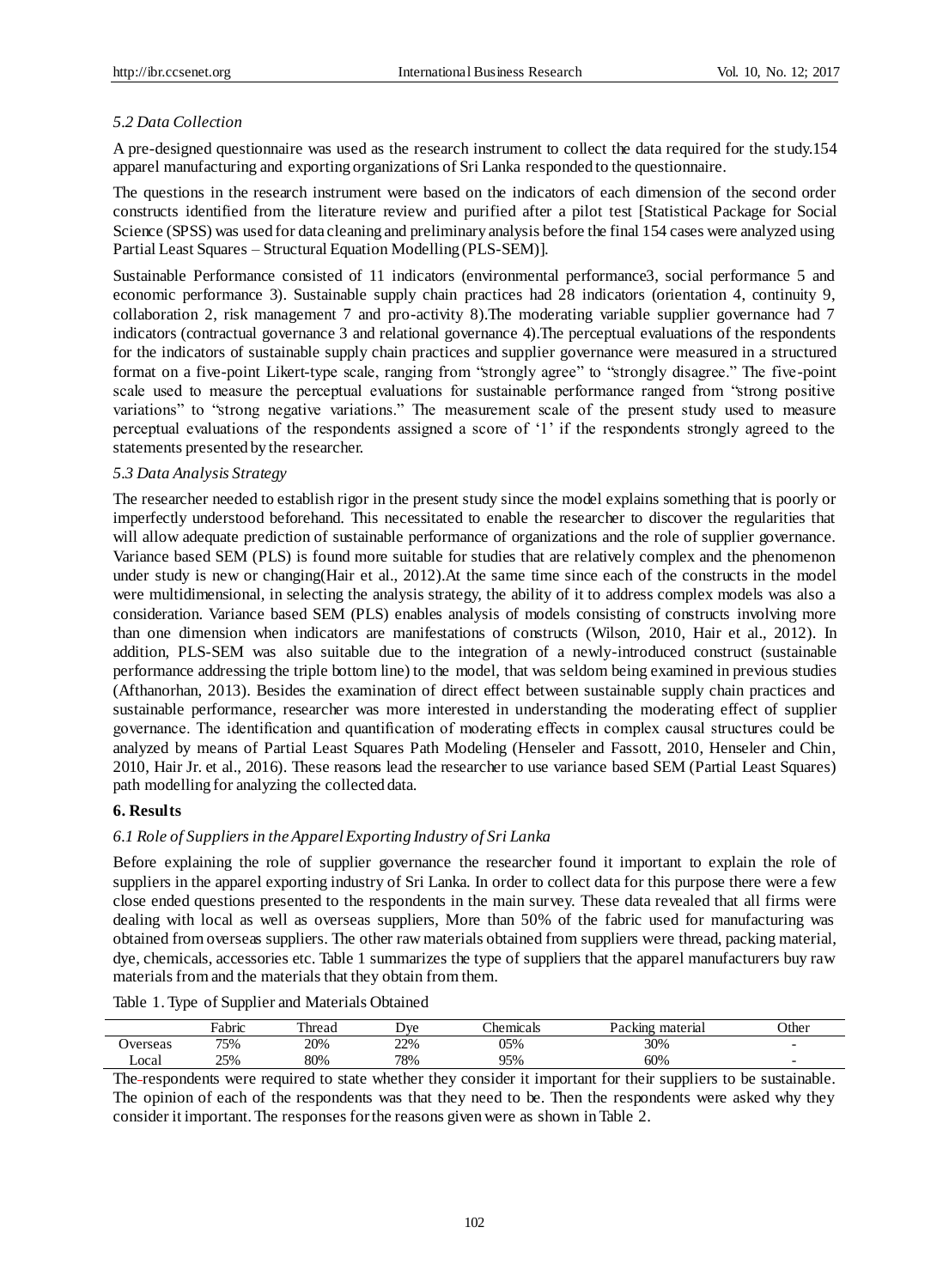### *5.2 Data Collection*

A pre-designed questionnaire was used as the research instrument to collect the data required for the study.154 apparel manufacturing and exporting organizations of Sri Lanka responded to the questionnaire.

The questions in the research instrument were based on the indicators of each dimension of the second order constructs identified from the literature review and purified after a pilot test [Statistical Package for Social Science (SPSS) was used for data cleaning and preliminary analysis before the final 154 cases were analyzed using Partial Least Squares – Structural Equation Modelling (PLS-SEM)].

Sustainable Performance consisted of 11 indicators (environmental performance3, social performance 5 and economic performance 3). Sustainable supply chain practices had 28 indicators (orientation 4, continuity 9, collaboration 2, risk management 7 and pro-activity 8).The moderating variable supplier governance had 7 indicators (contractual governance 3 and relational governance 4).The perceptual evaluations of the respondents for the indicators of sustainable supply chain practices and supplier governance were measured in a structured format on a five-point Likert-type scale, ranging from "strongly agree" to "strongly disagree." The five-point scale used to measure the perceptual evaluations for sustainable performance ranged from "strong positive variations" to "strong negative variations." The measurement scale of the present study used to measure perceptual evaluations of the respondents assigned a score of '1' if the respondents strongly agreed to the statements presented by the researcher.

### *5.3 Data Analysis Strategy*

The researcher needed to establish rigor in the present study since the model explains something that is poorly or imperfectly understood beforehand. This necessitated to enable the researcher to discover the regularities that will allow adequate prediction of sustainable performance of organizations and the role of supplier governance. Variance based SEM (PLS) is found more suitable for studies that are relatively complex and the phenomenon under study is new or changing(Hair et al., 2012).At the same time since each of the constructs in the model were multidimensional, in selecting the analysis strategy, the ability of it to address complex models was also a consideration. Variance based SEM (PLS) enables analysis of models consisting of constructs involving more than one dimension when indicators are manifestations of constructs (Wilson, 2010, Hair et al., 2012). In addition, PLS-SEM was also suitable due to the integration of a newly-introduced construct (sustainable performance addressing the triple bottom line) to the model, that was seldom being examined in previous studies (Afthanorhan, 2013). Besides the examination of direct effect between sustainable supply chain practices and sustainable performance, researcher was more interested in understanding the moderating effect of supplier governance. The identification and quantification of moderating effects in complex causal structures could be analyzed by means of Partial Least Squares Path Modeling (Henseler and Fassott, 2010, Henseler and Chin, 2010, Hair Jr. et al., 2016). These reasons lead the researcher to use variance based SEM (Partial Least Squares) path modelling for analyzing the collected data.

## **6. Results**

### *6.1 Role of Suppliers in the Apparel Exporting Industry of Sri Lanka*

Before explaining the role of supplier governance the researcher found it important to explain the role of suppliers in the apparel exporting industry of Sri Lanka. In order to collect data for this purpose there were a few close ended questions presented to the respondents in the main survey. These data revealed that all firms were dealing with local as well as overseas suppliers, More than 50% of the fabric used for manufacturing was obtained from overseas suppliers. The other raw materials obtained from suppliers were thread, packing material, dye, chemicals, accessories etc. Table 1 summarizes the type of suppliers that the apparel manufacturers buy raw materials from and the materials that they obtain from them.

Table 1. Type of Supplier and Materials Obtained

| | Fabric | Thread | Dye | Chemicals | Packing material | Other |
|---|---|---|---|---|---|---|
| Overseas | 75% | 20% | 22% | 05% | 30% | - |
| Local | 25% | 80% | 78% | 95% | 60% | - |

The respondents were required to state whether they consider it important for their suppliers to be sustainable. The opinion of each of the respondents was that they need to be. Then the respondents were asked why they consider it important. The responses for the reasons given were as shown in Table 2.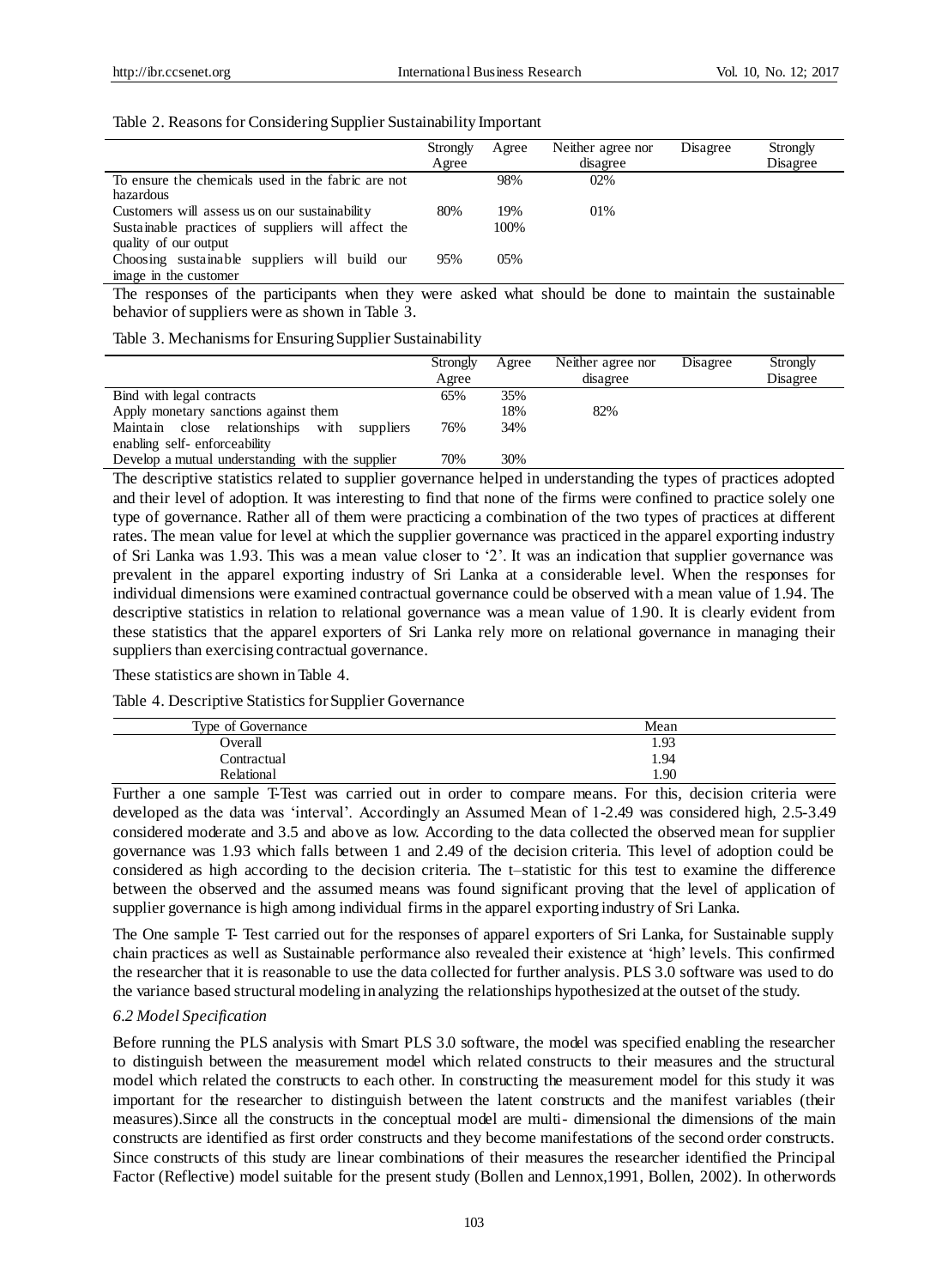Table 2. Reasons for Considering Supplier Sustainability Important

| | Strongly Agree | Agree | Neither agree nor disagree | Disagree | Strongly Disagree |
|---|---|---|---|---|---|
| To ensure the chemicals used in the fabric are not hazardous | | 98% | 02% | | |
| Customers will assess us on our sustainability | 80% | 19% | 01% | | |
| Sustainable practices of suppliers will affect the quality of our output | | 100% | | | |
| Choosing sustainable suppliers will build our image in the customer | 95% | 05% | | | |

The responses of the participants when they were asked what should be done to maintain the sustainable behavior of suppliers were as shown in Table 3.

Table 3. Mechanisms for Ensuring Supplier Sustainability

| | Strongly Agree | Agree | Neither agree nor disagree | Disagree | Strongly Disagree |
|---|---|---|---|---|---|
| Bind with legal contracts | 65% | 35% | | | |
| Apply monetary sanctions against them | | 18% | 82% | | |
| Maintain close relationships with suppliers enabling self- enforceability | 76% | 34% | | | |
| Develop a mutual understanding with the supplier | 70% | 30% | | | |

The descriptive statistics related to supplier governance helped in understanding the types of practices adopted and their level of adoption. It was interesting to find that none of the firms were confined to practice solely one type of governance. Rather all of them were practicing a combination of the two types of practices at different rates. The mean value for level at which the supplier governance was practiced in the apparel exporting industry of Sri Lanka was 1.93. This was a mean value closer to '2'. It was an indication that supplier governance was prevalent in the apparel exporting industry of Sri Lanka at a considerable level. When the responses for individual dimensions were examined contractual governance could be observed with a mean value of 1.94. The descriptive statistics in relation to relational governance was a mean value of 1.90. It is clearly evident from these statistics that the apparel exporters of Sri Lanka rely more on relational governance in managing their suppliers than exercising contractual governance.

These statistics are shown in Table 4.

Table 4. Descriptive Statistics for Supplier Governance

| Type of Governance | Mean |
|---|---|
| Overall | 1.93 |
| Contractual | 1.94 |
| Relational | 1.90 |

Further a one sample T-Test was carried out in order to compare means. For this, decision criteria were developed as the data was 'interval'. Accordingly an Assumed Mean of 1-2.49 was considered high, 2.5-3.49 considered moderate and 3.5 and above as low. According to the data collected the observed mean for supplier governance was 1.93 which falls between 1 and 2.49 of the decision criteria. This level of adoption could be considered as high according to the decision criteria. The t–statistic for this test to examine the difference between the observed and the assumed means was found significant proving that the level of application of supplier governance is high among individual firms in the apparel exporting industry of Sri Lanka.

The One sample T- Test carried out for the responses of apparel exporters of Sri Lanka, for Sustainable supply chain practices as well as Sustainable performance also revealed their existence at 'high' levels. This confirmed the researcher that it is reasonable to use the data collected for further analysis. PLS 3.0 software was used to do the variance based structural modeling in analyzing the relationships hypothesized at the outset of the study.

### *6.2 Model Specification*

Before running the PLS analysis with Smart PLS 3.0 software, the model was specified enabling the researcher to distinguish between the measurement model which related constructs to their measures and the structural model which related the constructs to each other. In constructing the measurement model for this study it was important for the researcher to distinguish between the latent constructs and the manifest variables (their measures).Since all the constructs in the conceptual model are multi- dimensional the dimensions of the main constructs are identified as first order constructs and they become manifestations of the second order constructs. Since constructs of this study are linear combinations of their measures the researcher identified the Principal Factor (Reflective) model suitable for the present study (Bollen and Lennox,1991, Bollen, 2002). In otherwords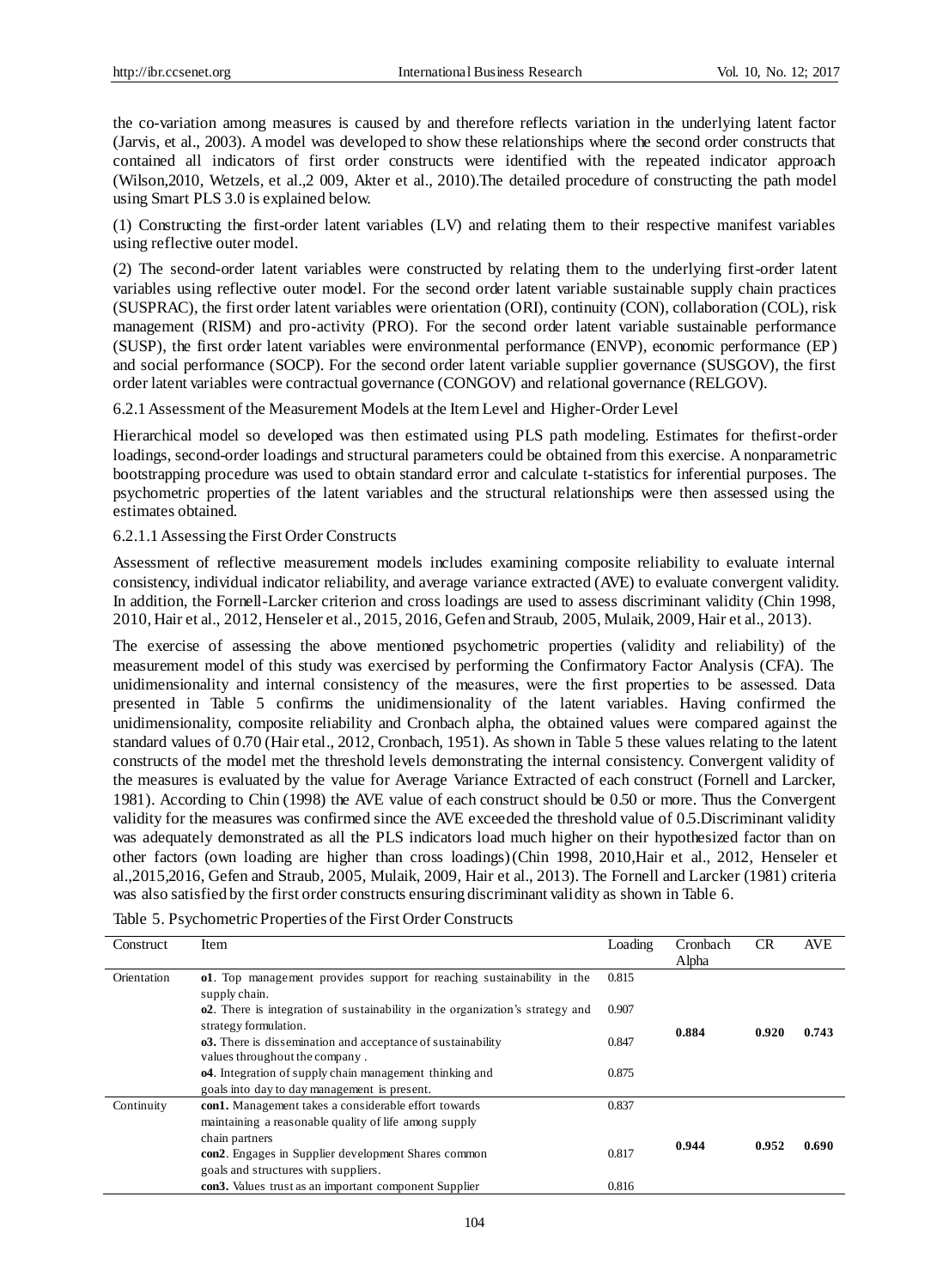the co-variation among measures is caused by and therefore reflects variation in the underlying latent factor (Jarvis, et al., 2003). A model was developed to show these relationships where the second order constructs that contained all indicators of first order constructs were identified with the repeated indicator approach (Wilson,2010, Wetzels, et al.,2 009, Akter et al., 2010).The detailed procedure of constructing the path model using Smart PLS 3.0 is explained below.

(1) Constructing the first-order latent variables (LV) and relating them to their respective manifest variables using reflective outer model.

(2) The second-order latent variables were constructed by relating them to the underlying first-order latent variables using reflective outer model. For the second order latent variable sustainable supply chain practices (SUSPRAC), the first order latent variables were orientation (ORI), continuity (CON), collaboration (COL), risk management (RISM) and pro-activity (PRO). For the second order latent variable sustainable performance (SUSP), the first order latent variables were environmental performance (ENVP), economic performance (EP) and social performance (SOCP). For the second order latent variable sustainable supplier governance (SUSGOV), the first order latent variables were contractual governance (CONGOV) and relational governance (RELGOV).

### 6.2.1 Assessment of the Measurement Models at the Item Level and Higher-Order Level

Hierarchical model so developed was then estimated using PLS path modeling. Estimates for thefirst-order loadings, second-order loadings and structural parameters could be obtained from this exercise. A nonparametric bootstrapping procedure was used to obtain standard error and calculate t-statistics for inferential purposes. The psychometric properties of the latent variables and the structural relationships were then assessed using the estimates obtained.

#### 6.2.1.1 Assessing the First Order Constructs

Assessment of reflective measurement models includes examining composite reliability to evaluate internal consistency, individual indicator reliability, and average variance extracted (AVE) to evaluate convergent validity. In addition, the Fornell-Larcker criterion and cross loadings are used to assess discriminant validity (Chin 1998, 2010, Hair et al., 2012, Henseler et al., 2015, 2016, Gefen and Straub, 2005, Mulaik, 2009, Hair et al., 2013).

The exercise of assessing the above mentioned psychometric properties (validity and reliability) of the measurement model of this study was exercised by performing the Confirmatory Factor Analysis (CFA). The unidimensionality and internal consistency of the measures, were the first properties to be assessed. Data presented in Table 5 confirms the unidimensionality of the latent variables. Having confirmed the unidimensionality, composite reliability and Cronbach alpha, the obtained values were compared against the standard values of 0.70 (Hair etal., 2012, Cronbach, 1951). As shown in Table 5 these values relating to the latent constructs of the model met the threshold levels demonstrating the internal consistency. Convergent validity of the measures is evaluated by the value for Average Variance Extracted of each construct (Fornell and Larcker, 1981). According to Chin (1998) the AVE value of each construct should be 0.50 or more. Thus the Convergent validity for the measures was confirmed since the AVE exceeded the threshold value of 0.5.Discriminant validity was adequately demonstrated as all the PLS indicators load much higher on their hypothesized factor than on other factors (own loading are higher than cross loadings)(Chin 1998, 2010,Hair et al., 2012, Henseler et al.,2015,2016, Gefen and Straub, 2005, Mulaik, 2009, Hair et al., 2013). The Fornell and Larcker (1981) criteria was also satisfied by the first order constructs ensuring discriminant validity as shown in Table 6.

Table 5. Psychometric Properties of the First Order Constructs

| Construct | Item | Loading | Cronbach Alpha | CR | AVE |
|---|---|---|---|---|---|
| Orientation | **o1**. Top management provides support for reaching sustainability in the supply chain. | 0.815 | **0.884** | **0.920** | **0.743** |
| | **o2**. There is integration of sustainability in the organization's strategy and strategy formulation. | 0.907 | | | |
| | **o3.** There is dissemination and acceptance of sustainability values throughout the company . | 0.847 | | | |
| | **o4**. Integration of supply chain management thinking and goals into day to day management is present. | 0.875 | | | |
| Continuity | **con1.** Management takes a considerable effort towards maintaining a reasonable quality of life among supply chain partners | 0.837 | **0.944** | **0.952** | **0.690** |
| | **con2**. Engages in Supplier development Shares common goals and structures with suppliers. | 0.817 | | | |
| | **con3.** Values trust as an important component Supplier | 0.816 | | | |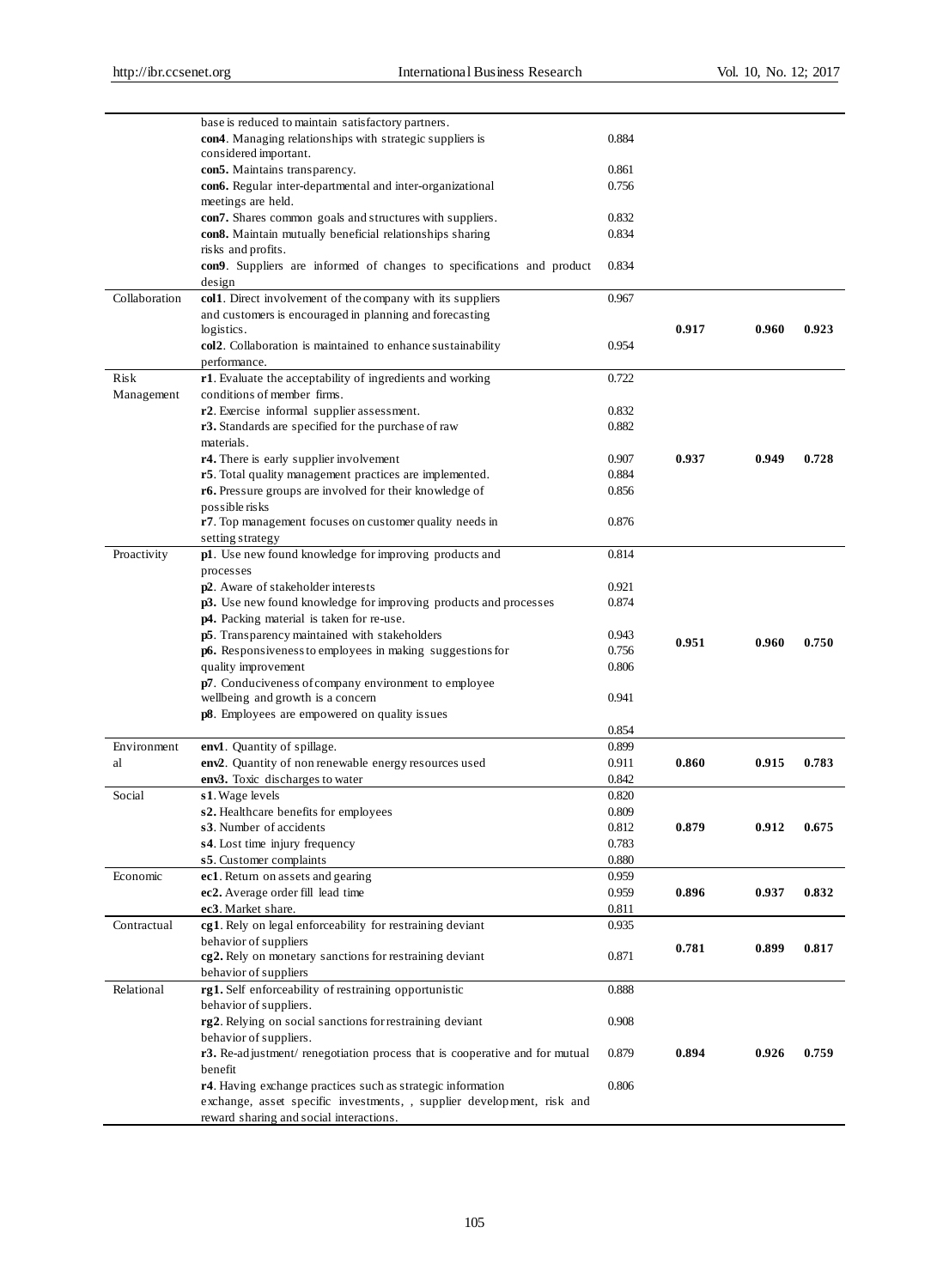| | | | | | |
|---|---|---|---|---|---|
| | base is reduced to maintain satisfactory partners. | | | | |
| | **con4**. Managing relationships with strategic suppliers is considered important. | 0.884 | | | |
| | **con5.** Maintains transparency. | 0.861 | | | |
| | **con6.** Regular inter-departmental and inter-organizational meetings are held. | 0.756 | | | |
| | **con7.** Shares common goals and structures with suppliers. | 0.832 | | | |
| | **con8.** Maintain mutually beneficial relationships sharing risks and profits. | 0.834 | | | |
| | **con9**. Suppliers are informed of changes to specifications and product design | 0.834 | | | |
| Collaboration | **col1**. Direct involvement of the company with its suppliers and customers is encouraged in planning and forecasting logistics. | 0.967 | **0.917** | **0.960** | **0.923** |
| | **col2**. Collaboration is maintained to enhance sustainability performance. | 0.954 | | | |
| Risk Management | **r1**. Evaluate the acceptability of ingredients and working conditions of member firms. | 0.722 | **0.937** | **0.949** | **0.728** |
| | **r2**. Exercise informal supplier assessment. | 0.832 | | | |
| | **r3.** Standards are specified for the purchase of raw materials. | 0.882 | | | |
| | **r4.** There is early supplier involvement | 0.907 | | | |
| | **r5**. Total quality management practices are implemented. | 0.884 | | | |
| | **r6.** Pressure groups are involved for their knowledge of possible risks | 0.856 | | | |
| | **r7**. Top management focuses on customer quality needs in setting strategy | 0.876 | | | |
| Proactivity | **p1**. Use new found knowledge for improving products and processes | 0.814 | **0.951** | **0.960** | **0.750** |
| | **p2**. Aware of stakeholder interests | 0.921 | | | |
| | **p3.** Use new found knowledge for improving products and processes | 0.874 | | | |
| | **p4.** Packing material is taken for re-use. | | | | |
| | **p5**. Transparency maintained with stakeholders | 0.943 | | | |
| | **p6.** Responsiveness to employees in making suggestions for quality improvement | 0.756 | | | |
| | | 0.806 | | | |
| | **p7**. Conduciveness of company environment to employee wellbeing and growth is a concern | 0.941 | | | |
| | **p8**. Employees are empowered on quality issues | 0.854 | | | |
| Environmental | **env1**. Quantity of spillage. | 0.899 | **0.860** | **0.915** | **0.783** |
| | **env2**. Quantity of non renewable energy resources used | 0.911 | | | |
| | **env3.** Toxic discharges to water | 0.842 | | | |
| Social | **s1**. Wage levels | 0.820 | **0.879** | **0.912** | **0.675** |
| | **s2.** Healthcare benefits for employees | 0.809 | | | |
| | **s3**. Number of accidents | 0.812 | | | |
| | **s4**. Lost time injury frequency | 0.783 | | | |
| | **s5**. Customer complaints | 0.880 | | | |
| Economic | **ec1**. Return on assets and gearing | 0.959 | **0.896** | **0.937** | **0.832** |
| | **ec2.** Average order fill lead time | 0.959 | | | |
| | **ec3**. Market share. | 0.811 | | | |
| Contractual | **cg1**. Rely on legal enforceability for restraining deviant behavior of suppliers | 0.935 | **0.781** | **0.899** | **0.817** |
| | **cg2.** Rely on monetary sanctions for restraining deviant behavior of suppliers | 0.871 | | | |
| Relational | **rg1.** Self enforceability of restraining opportunistic behavior of suppliers. | 0.888 | **0.894** | **0.926** | **0.759** |
| | **rg2**. Relying on social sanctions for restraining deviant behavior of suppliers. | 0.908 | | | |
| | **r3.** Re-adjustment/ renegotiation process that is cooperative and for mutual benefit | 0.879 | | | |
| | **r4**. Having exchange practices such as strategic information exchange, asset specific investments, , supplier development, risk and reward sharing and social interactions. | 0.806 | | | |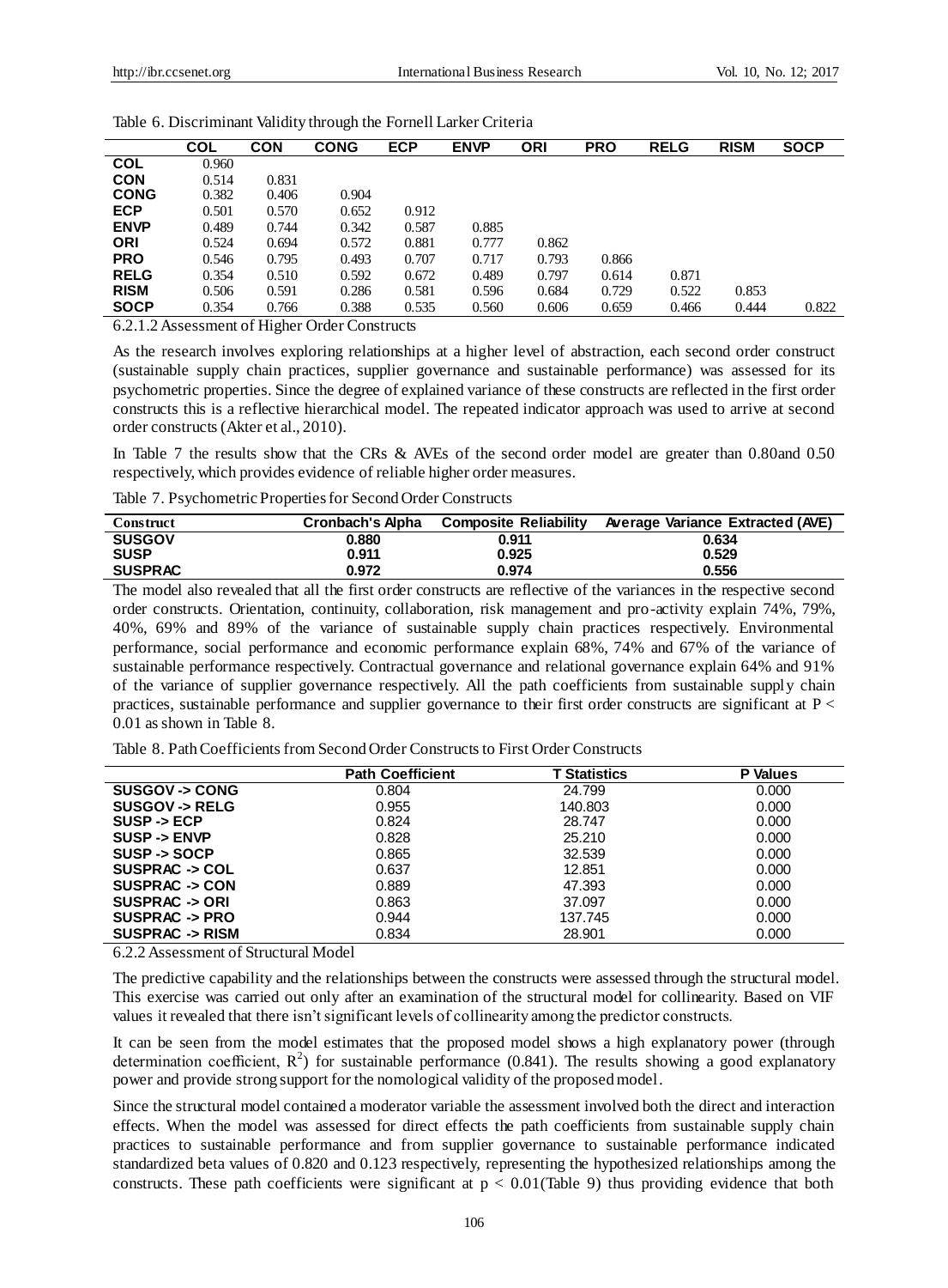Table 6. Discriminant Validity through the Fornell Larker Criteria

| | COL | CON | CONG | ECP | ENVP | ORI | PRO | RELG | RISM | SOCP |
|---|---|---|---|---|---|---|---|---|---|---|
| **COL** | 0.960 | | | | | | | | | |
| **CON** | 0.514 | 0.831 | | | | | | | | |
| **CONG** | 0.382 | 0.406 | 0.904 | | | | | | | |
| **ECP** | 0.501 | 0.570 | 0.652 | 0.912 | | | | | | |
| **ENVP** | 0.489 | 0.744 | 0.342 | 0.587 | 0.885 | | | | | |
| **ORI** | 0.524 | 0.694 | 0.572 | 0.881 | 0.777 | 0.862 | | | | |
| **PRO** | 0.546 | 0.795 | 0.493 | 0.707 | 0.717 | 0.793 | 0.866 | | | |
| **RELG** | 0.354 | 0.510 | 0.592 | 0.672 | 0.489 | 0.797 | 0.614 | 0.871 | | |
| **RISM** | 0.506 | 0.591 | 0.286 | 0.581 | 0.596 | 0.684 | 0.729 | 0.522 | 0.853 | |
| **SOCP** | 0.354 | 0.766 | 0.388 | 0.535 | 0.560 | 0.606 | 0.659 | 0.466 | 0.444 | 0.822 |

#### 6.2.1.2 Assessment of Higher Order Constructs

As the research involves exploring relationships at a higher level of abstraction, each second order construct (sustainable supply chain practices, supplier governance and sustainable performance) was assessed for its psychometric properties. Since the degree of explained variance of these constructs are reflected in the first order constructs this is a reflective hierarchical model. The repeated indicator approach was used to arrive at second order constructs (Akter et al., 2010).

In Table 7 the results show that the CRs & AVEs of the second order model are greater than 0.80and 0.50 respectively, which provides evidence of reliable higher order measures.

Table 7. Psychometric Properties for Second Order Constructs

| Construct | Cronbach's Alpha | Composite Reliability | Average Variance Extracted (AVE) |
|---|---|---|---|
| **SUSGOV** | 0.880 | 0.911 | 0.634 |
| **SUSP** | 0.911 | 0.925 | 0.529 |
| **SUSPRAC** | 0.972 | 0.974 | 0.556 |

The model also revealed that all the first order constructs are reflective of the variances in the respective second order constructs. Orientation, continuity, collaboration, risk management and pro-activity explain 74%, 79%, 40%, 69% and 89% of the variance of sustainable supply chain practices respectively. Environmental performance, social performance and economic performance explain 68%, 74% and 67% of the variance of sustainable performance respectively. Contractual governance and relational governance explain 64% and 91% of the variance of supplier governance respectively. All the path coefficients from sustainable supply chain practices, sustainable performance and supplier governance to their first order constructs are significant at $P < 0.01$ as shown in Table 8.

Table 8. Path Coefficients from Second Order Constructs to First Order Constructs

| | Path Coefficient | T Statistics | P Values |
|---|---|---|---|
| **SUSGOV -> CONG** | 0.804 | 24.799 | 0.000 |
| **SUSGOV -> RELG** | 0.955 | 140.803 | 0.000 |
| **SUSP -> ECP** | 0.824 | 28.747 | 0.000 |
| **SUSP -> ENVP** | 0.828 | 25.210 | 0.000 |
| **SUSP -> SOCP** | 0.865 | 32.539 | 0.000 |
| **SUSPRAC -> COL** | 0.637 | 12.851 | 0.000 |
| **SUSPRAC -> CON** | 0.889 | 47.393 | 0.000 |
| **SUSPRAC -> ORI** | 0.863 | 37.097 | 0.000 |
| **SUSPRAC -> PRO** | 0.944 | 137.745 | 0.000 |
| **SUSPRAC -> RISM** | 0.834 | 28.901 | 0.000 |

### 6.2.2 Assessment of Structural Model

The predictive capability and the relationships between the constructs were assessed through the structural model. This exercise was carried out only after an examination of the structural model for collinearity. Based on VIF values it revealed that there isn't significant levels of collinearity among the predictor constructs.

It can be seen from the model estimates that the proposed model shows a high explanatory power (through determination coefficient, $R^2$) for sustainable performance (0.841). The results showing a good explanatory power and provide strong support for the nomological validity of the proposed model.

Since the structural model contained a moderator variable the assessment involved both the direct and interaction effects. When the model was assessed for direct effects the path coefficients from sustainable supply chain practices to sustainable performance and from supplier governance to sustainable performance indicated standardized beta values of 0.820 and 0.123 respectively, representing the hypothesized relationships among the constructs. These path coefficients were significant at $p < 0.01$(Table 9) thus providing evidence that both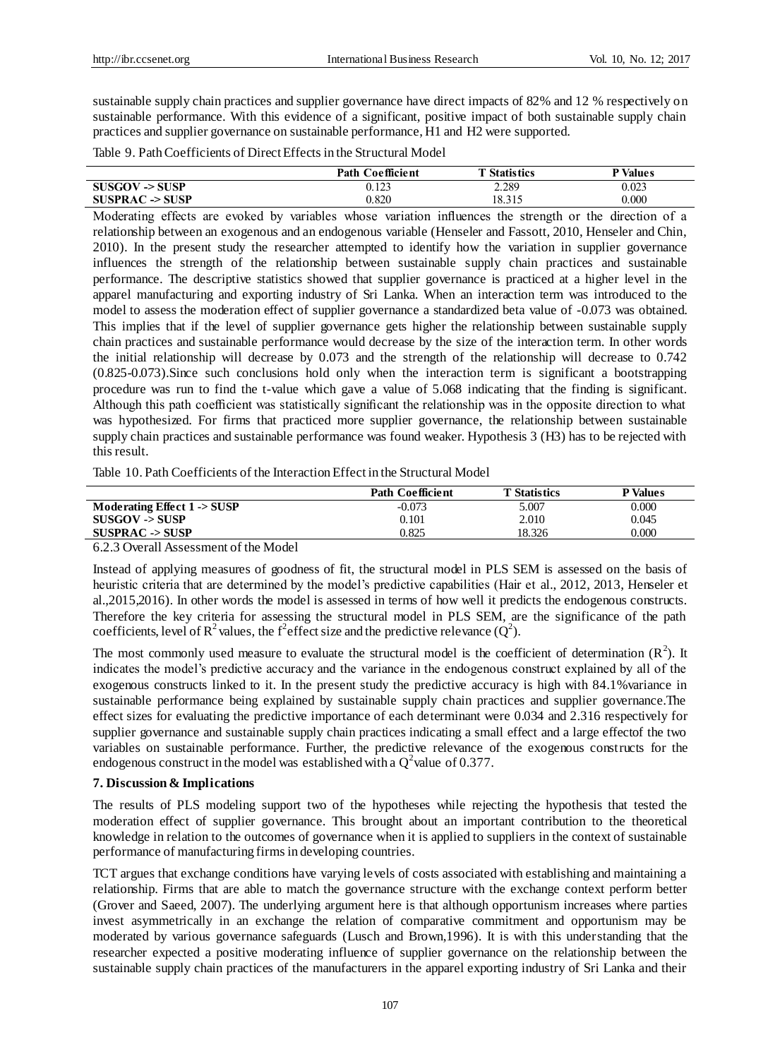sustainable supply chain practices and supplier governance have direct impacts of 82% and 12 % respectively on sustainable performance. With this evidence of a significant, positive impact of both sustainable supply chain practices and supplier governance on sustainable performance, H1 and H2 were supported.

Table 9. Path Coefficients of Direct Effects in the Structural Model

| | Path Coefficient | T Statistics | P Values |
|---|---|---|---|
| **SUSGOV -> SUSP** | 0.123 | 2.289 | 0.023 |
| **SUSPRAC -> SUSP** | 0.820 | 18.315 | 0.000 |

Moderating effects are evoked by variables whose variation influences the strength or the direction of a relationship between an exogenous and an endogenous variable (Henseler and Fassott, 2010, Henseler and Chin, 2010). In the present study the researcher attempted to identify how the variation in supplier governance influences the strength of the relationship between sustainable supply chain practices and sustainable performance. The descriptive statistics showed that supplier governance is practiced at a higher level in the apparel manufacturing and exporting industry of Sri Lanka. When an interaction term was introduced to the model to assess the moderation effect of supplier governance a standardized beta value of -0.073 was obtained. This implies that if the level of supplier governance gets higher the relationship between sustainable supply chain practices and sustainable performance would decrease by the size of the interaction term. In other words the initial relationship will decrease by 0.073 and the strength of the relationship will decrease to 0.742 (0.825-0.073).Since such conclusions hold only when the interaction term is significant a bootstrapping procedure was run to find the t-value which gave a value of 5.068 indicating that the finding is significant. Although this path coefficient was statistically significant the relationship was in the opposite direction to what was hypothesized. For firms that practiced more supplier governance, the relationship between sustainable supply chain practices and sustainable performance was found weaker. Hypothesis 3 (H3) has to be rejected with this result.

Table 10. Path Coefficients of the Interaction Effect in the Structural Model

| | Path Coefficient | T Statistics | P Values |
|---|---|---|---|
| **Moderating Effect 1 -> SUSP** | -0.073 | 5.007 | 0.000 |
| **SUSGOV -> SUSP** | 0.101 | 2.010 | 0.045 |
| **SUSPRAC -> SUSP** | 0.825 | 18.326 | 0.000 |

6.2.3 Overall Assessment of the Model

Instead of applying measures of goodness of fit, the structural model in PLS SEM is assessed on the basis of heuristic criteria that are determined by the model's predictive capabilities (Hair et al., 2012, 2013, Henseler et al.,2015,2016). In other words the model is assessed in terms of how well it predicts the endogenous constructs. Therefore the key criteria for assessing the structural model in PLS SEM, are the significance of the path coefficients, level of $R^2$ values, the $f^2$ effect size and the predictive relevance ($Q^2$).

The most commonly used measure to evaluate the structural model is the coefficient of determination ($R^2$). It indicates the model's predictive accuracy and the variance in the endogenous construct explained by all of the exogenous constructs linked to it. In the present study the predictive accuracy is high with 84.1%variance in sustainable performance being explained by sustainable supply chain practices and supplier governance.The effect sizes for evaluating the predictive importance of each determinant were 0.034 and 2.316 respectively for supplier governance and sustainable supply chain practices indicating a small effect and a large effectof the two variables on sustainable performance. Further, the predictive relevance of the exogenous constructs for the endogenous construct in the model was established with a $Q^2$value of 0.377.

## 7. Discussion & Implications

The results of PLS modeling support two of the hypotheses while rejecting the hypothesis that tested the moderation effect of supplier governance. This brought about an important contribution to the theoretical knowledge in relation to the outcomes of governance when it is applied to suppliers in the context of sustainable performance of manufacturing firms in developing countries.

TCT argues that exchange conditions have varying levels of costs associated with establishing and maintaining a relationship. Firms that are able to match the governance structure with the exchange context perform better (Grover and Saeed, 2007). The underlying argument here is that although opportunism increases where parties invest asymmetrically in an exchange the relation of comparative commitment and opportunism may be moderated by various governance safeguards (Lusch and Brown,1996). It is with this understanding that the researcher expected a positive moderating influence of supplier governance on the relationship between the sustainable supply chain practices of the manufacturers in the apparel exporting industry of Sri Lanka and their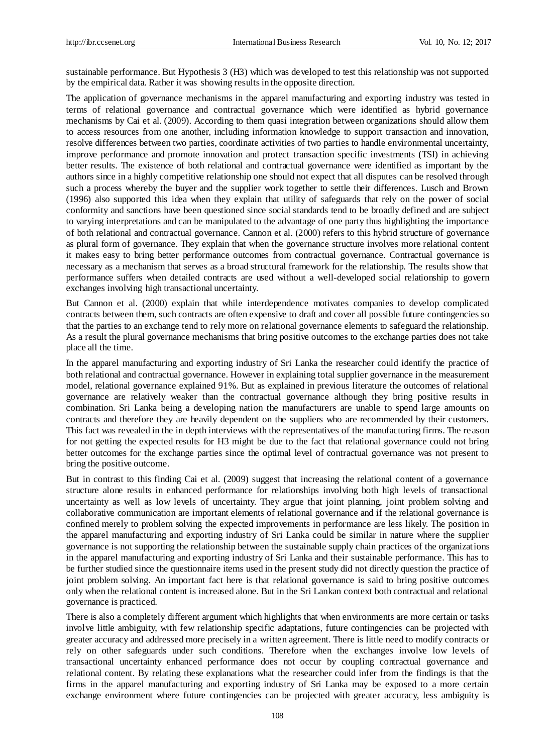sustainable performance. But Hypothesis 3 (H3) which was developed to test this relationship was not supported by the empirical data. Rather it was showing results in the opposite direction.

The application of governance mechanisms in the apparel manufacturing and exporting industry was tested in terms of relational governance and contractual governance which were identified as hybrid governance mechanisms by Cai et al. (2009). According to them quasi integration between organizations should allow them to access resources from one another, including information knowledge to support transaction and innovation, resolve differences between two parties, coordinate activities of two parties to handle environmental uncertainty, improve performance and promote innovation and protect transaction specific investments (TSI) in achieving better results. The existence of both relational and contractual governance were identified as important by the authors since in a highly competitive relationship one should not expect that all disputes can be resolved through such a process whereby the buyer and the supplier work together to settle their differences. Lusch and Brown (1996) also supported this idea when they explain that utility of safeguards that rely on the power of social conformity and sanctions have been questioned since social standards tend to be broadly defined and are subject to varying interpretations and can be manipulated to the advantage of one party thus highlighting the importance of both relational and contractual governance. Cannon et al. (2000) refers to this hybrid structure of governance as plural form of governance. They explain that when the governance structure involves more relational content it makes easy to bring better performance outcomes from contractual governance. Contractual governance is necessary as a mechanism that serves as a broad structural framework for the relationship. The results show that performance suffers when detailed contracts are used without a well-developed social relationship to govern exchanges involving high transactional uncertainty.

But Cannon et al. (2000) explain that while interdependence motivates companies to develop complicated contracts between them, such contracts are often expensive to draft and cover all possible future contingencies so that the parties to an exchange tend to rely more on relational governance elements to safeguard the relationship. As a result the plural governance mechanisms that bring positive outcomes to the exchange parties does not take place all the time.

In the apparel manufacturing and exporting industry of Sri Lanka the researcher could identify the practice of both relational and contractual governance. However in explaining total supplier governance in the measurement model, relational governance explained 91%. But as explained in previous literature the outcomes of relational governance are relatively weaker than the contractual governance although they bring positive results in combination. Sri Lanka being a developing nation the manufacturers are unable to spend large amounts on contracts and therefore they are heavily dependent on the suppliers who are recommended by their customers. This fact was revealed in the in depth interviews with the representatives of the manufacturing firms. The reason for not getting the expected results for H3 might be due to the fact that relational governance could not bring better outcomes for the exchange parties since the optimal level of contractual governance was not present to bring the positive outcome.

But in contrast to this finding Cai et al. (2009) suggest that increasing the relational content of a governance structure alone results in enhanced performance for relationships involving both high levels of transactional uncertainty as well as low levels of uncertainty. They argue that joint planning, joint problem solving and collaborative communication are important elements of relational governance and if the relational governance is confined merely to problem solving the expected improvements in performance are less likely. The position in the apparel manufacturing and exporting industry of Sri Lanka could be similar in nature where the supplier governance is not supporting the relationship between the sustainable supply chain practices of the organizations in the apparel manufacturing and exporting industry of Sri Lanka and their sustainable performance. This has to be further studied since the questionnaire items used in the present study did not directly question the practice of joint problem solving. An important fact here is that relational governance is said to bring positive outcomes only when the relational content is increased alone. But in the Sri Lankan context both contractual and relational governance is practiced.

There is also a completely different argument which highlights that when environments are more certain or tasks involve little ambiguity, with few relationship specific adaptations, future contingencies can be projected with greater accuracy and addressed more precisely in a written agreement. There is little need to modify contracts or rely on other safeguards under such conditions. Therefore when the exchanges involve low levels of transactional uncertainty enhanced performance does not occur by coupling contractual governance and relational content. By relating these explanations what the researcher could infer from the findings is that the firms in the apparel manufacturing and exporting industry of Sri Lanka may be exposed to a more certain exchange environment where future contingencies can be projected with greater accuracy, less ambiguity is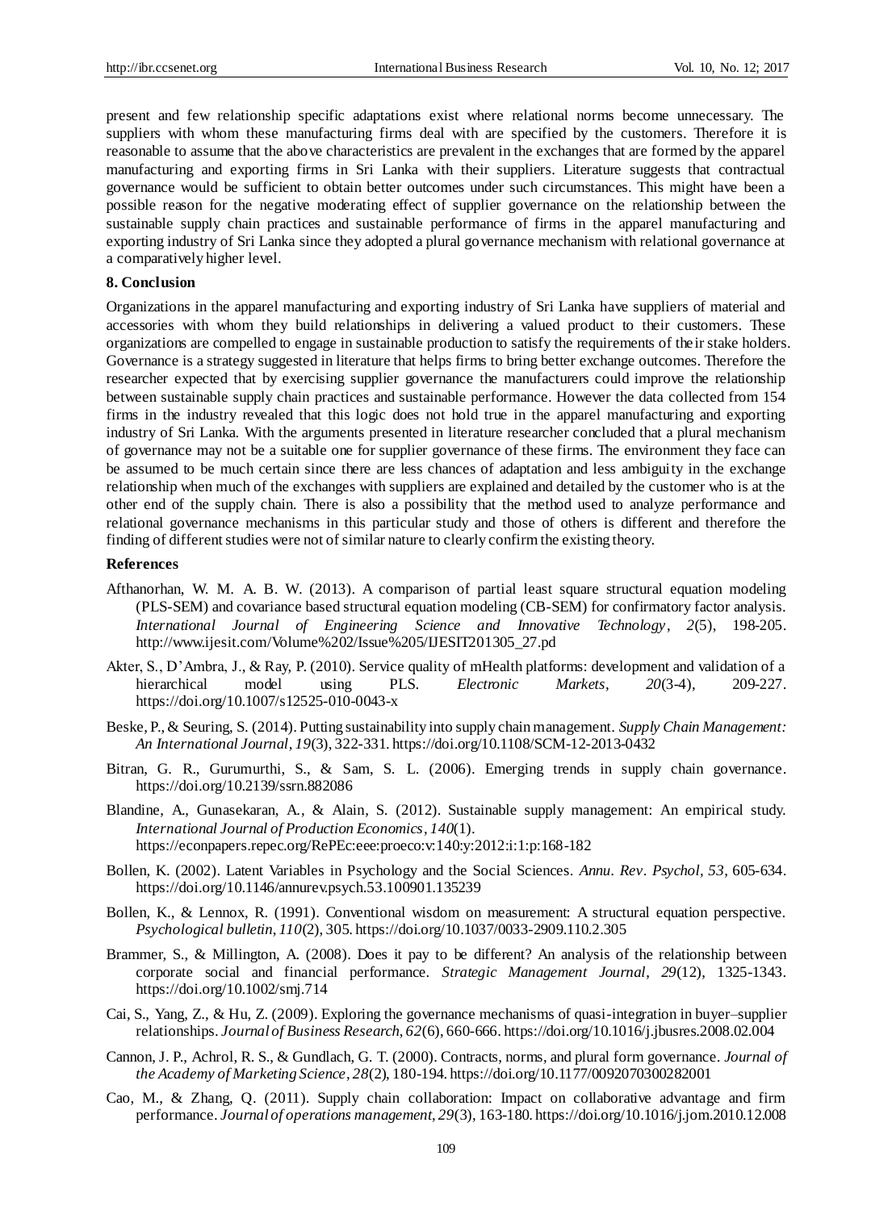present and few relationship specific adaptations exist where relational norms become unnecessary. The suppliers with whom these manufacturing firms deal with are specified by the customers. Therefore it is reasonable to assume that the above characteristics are prevalent in the exchanges that are formed by the apparel manufacturing and exporting firms in Sri Lanka with their suppliers. Literature suggests that contractual governance would be sufficient to obtain better outcomes under such circumstances. This might have been a possible reason for the negative moderating effect of supplier governance on the relationship between the sustainable supply chain practices and sustainable performance of firms in the apparel manufacturing and exporting industry of Sri Lanka since they adopted a plural governance mechanism with relational governance at a comparatively higher level.

## 8. Conclusion

Organizations in the apparel manufacturing and exporting industry of Sri Lanka have suppliers of material and accessories with whom they build relationships in delivering a valued product to their customers. These organizations are compelled to engage in sustainable production to satisfy the requirements of their stake holders. Governance is a strategy suggested in literature that helps firms to bring better exchange outcomes. Therefore the researcher expected that by exercising supplier governance the manufacturers could improve the relationship between sustainable supply chain practices and sustainable performance. However the data collected from 154 firms in the industry revealed that this logic does not hold true in the apparel manufacturing and exporting industry of Sri Lanka. With the arguments presented in literature researcher concluded that a plural mechanism of governance may not be a suitable one for supplier governance of these firms. The environment they face can be assumed to be much certain since there are less chances of adaptation and less ambiguity in the exchange relationship when much of the exchanges with suppliers are explained and detailed by the customer who is at the other end of the supply chain. There is also a possibility that the method used to analyze performance and relational governance mechanisms in this particular study and those of others is different and therefore the finding of different studies were not of similar nature to clearly confirm the existing theory.

## References

Afthanorhan, W. M. A. B. W. (2013). A comparison of partial least square structural equation modeling (PLS-SEM) and covariance based structural equation modeling (CB-SEM) for confirmatory factor analysis. *International Journal of Engineering Science and Innovative Technology*, *2*(5), 198-205. http://www.ijesit.com/Volume%202/Issue%205/IJESIT201305_27.pd

Akter, S., D'Ambra, J., & Ray, P. (2010). Service quality of mHealth platforms: development and validation of a hierarchical model using PLS. *Electronic Markets*, *20*(3-4), 209-227. https://doi.org/10.1007/s12525-010-0043-x

Beske, P., & Seuring, S. (2014). Putting sustainability into supply chain management. *Supply Chain Management: An International Journal*, *19*(3), 322-331. https://doi.org/10.1108/SCM-12-2013-0432

Bitran, G. R., Gurumurthi, S., & Sam, S. L. (2006). Emerging trends in supply chain governance. https://doi.org/10.2139/ssrn.882086

Blandine, A., Gunasekaran, A., & Alain, S. (2012). Sustainable supply management: An empirical study. *International Journal of Production Economics*, *140*(1). https://econpapers.repec.org/RePEc:eee:proeco:v:140:y:2012:i:1:p:168-182

Bollen, K. (2002). Latent Variables in Psychology and the Social Sciences. *Annu. Rev. Psychol, 53*, 605-634. https://doi.org/10.1146/annurev.psych.53.100901.135239

Bollen, K., & Lennox, R. (1991). Conventional wisdom on measurement: A structural equation perspective. *Psychological bulletin*, *110*(2), 305. https://doi.org/10.1037/0033-2909.110.2.305

Brammer, S., & Millington, A. (2008). Does it pay to be different? An analysis of the relationship between corporate social and financial performance. *Strategic Management Journal*, *29*(12), 1325-1343. https://doi.org/10.1002/smj.714

Cai, S., Yang, Z., & Hu, Z. (2009). Exploring the governance mechanisms of quasi-integration in buyer–supplier relationships. *Journal of Business Research*, *62*(6), 660-666. https://doi.org/10.1016/j.jbusres.2008.02.004

Cannon, J. P., Achrol, R. S., & Gundlach, G. T. (2000). Contracts, norms, and plural form governance. *Journal of the Academy of Marketing Science*, *28*(2), 180-194. https://doi.org/10.1177/0092070300282001

Cao, M., & Zhang, Q. (2011). Supply chain collaboration: Impact on collaborative advantage and firm performance. *Journal of operations management*, *29*(3), 163-180. https://doi.org/10.1016/j.jom.2010.12.008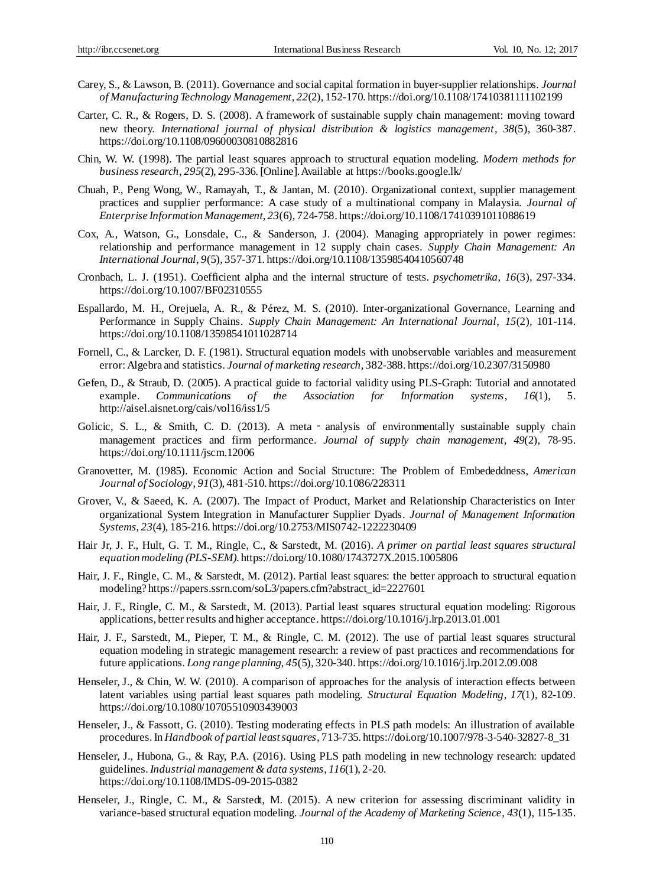Carey, S., & Lawson, B. (2011). Governance and social capital formation in buyer-supplier relationships. *Journal of Manufacturing Technology Management*, *22*(2), 152-170. https://doi.org/10.1108/17410381111102199

Carter, C. R., & Rogers, D. S. (2008). A framework of sustainable supply chain management: moving toward new theory. *International journal of physical distribution & logistics management*, *38*(5), 360-387. https://doi.org/10.1108/09600030810882816

Chin, W. W. (1998). The partial least squares approach to structural equation modeling. *Modern methods for business research*, *295*(2), 295-336. [Online]. Available at https://books.google.lk/

Chuah, P., Peng Wong, W., Ramayah, T., & Jantan, M. (2010). Organizational context, supplier management practices and supplier performance: A case study of a multinational company in Malaysia. *Journal of Enterprise Information Management*, *23*(6), 724-758. https://doi.org/10.1108/17410391011088619

Cox, A., Watson, G., Lonsdale, C., & Sanderson, J. (2004). Managing appropriately in power regimes: relationship and performance management in 12 supply chain cases. *Supply Chain Management: An International Journal*, *9*(5), 357-371. https://doi.org/10.1108/13598540410560748

Cronbach, L. J. (1951). Coefficient alpha and the internal structure of tests. *psychometrika*, *16*(3), 297-334. https://doi.org/10.1007/BF02310555

Espallardo, M. H., Orejuela, A. R., & Pérez, M. S. (2010). Inter-organizational Governance, Learning and Performance in Supply Chains. *Supply Chain Management: An International Journal*, *15*(2), 101-114. https://doi.org/10.1108/13598541011028714

Fornell, C., & Larcker, D. F. (1981). Structural equation models with unobservable variables and measurement error: Algebra and statistics. *Journal of marketing research*, 382-388. https://doi.org/10.2307/3150980

Gefen, D., & Straub, D. (2005). A practical guide to factorial validity using PLS-Graph: Tutorial and annotated example. *Communications of the Association for Information systems*, *16*(1), 5. http://aisel.aisnet.org/cais/vol16/iss1/5

Golicic, S. L., & Smith, C. D. (2013). A meta‐analysis of environmentally sustainable supply chain management practices and firm performance. *Journal of supply chain management*, *49*(2), 78-95. https://doi.org/10.1111/jscm.12006

Granovetter, M. (1985). Economic Action and Social Structure: The Problem of Embededdness, *American Journal of Sociology, 91*(3), 481-510. https://doi.org/10.1086/228311

Grover, V., & Saeed, K. A. (2007). The Impact of Product, Market and Relationship Characteristics on Inter organizational System Integration in Manufacturer Supplier Dyads. *Journal of Management Information Systems, 23*(4), 185-216. https://doi.org/10.2753/MIS0742-1222230409

Hair Jr, J. F., Hult, G. T. M., Ringle, C., & Sarstedt, M. (2016). *A primer on partial least squares structural equation modeling (PLS-SEM).* https://doi.org/10.1080/1743727X.2015.1005806

Hair, J. F., Ringle, C. M., & Sarstedt, M. (2012). Partial least squares: the better approach to structural equation modeling? https://papers.ssrn.com/soL3/papers.cfm?abstract_id=2227601

Hair, J. F., Ringle, C. M., & Sarstedt, M. (2013). Partial least squares structural equation modeling: Rigorous applications, better results and higher acceptance. https://doi.org/10.1016/j.lrp.2013.01.001

Hair, J. F., Sarstedt, M., Pieper, T. M., & Ringle, C. M. (2012). The use of partial least squares structural equation modeling in strategic management research: a review of past practices and recommendations for future applications. *Long range planning*, *45*(5), 320-340. https://doi.org/10.1016/j.lrp.2012.09.008

Henseler, J., & Chin, W. W. (2010). A comparison of approaches for the analysis of interaction effects between latent variables using partial least squares path modeling. *Structural Equation Modeling*, *17*(1), 82-109. https://doi.org/10.1080/10705510903439003

Henseler, J., & Fassott, G. (2010). Testing moderating effects in PLS path models: An illustration of available procedures. In *Handbook of partial least squares*, 713-735. https://doi.org/10.1007/978-3-540-32827-8_31

Henseler, J., Hubona, G., & Ray, P.A. (2016). Using PLS path modeling in new technology research: updated guidelines. *Industrial management & data systems*, *116*(1), 2-20. https://doi.org/10.1108/IMDS-09-2015-0382

Henseler, J., Ringle, C. M., & Sarstedt, M. (2015). A new criterion for assessing discriminant validity in variance-based structural equation modeling. *Journal of the Academy of Marketing Science*, *43*(1), 115-135.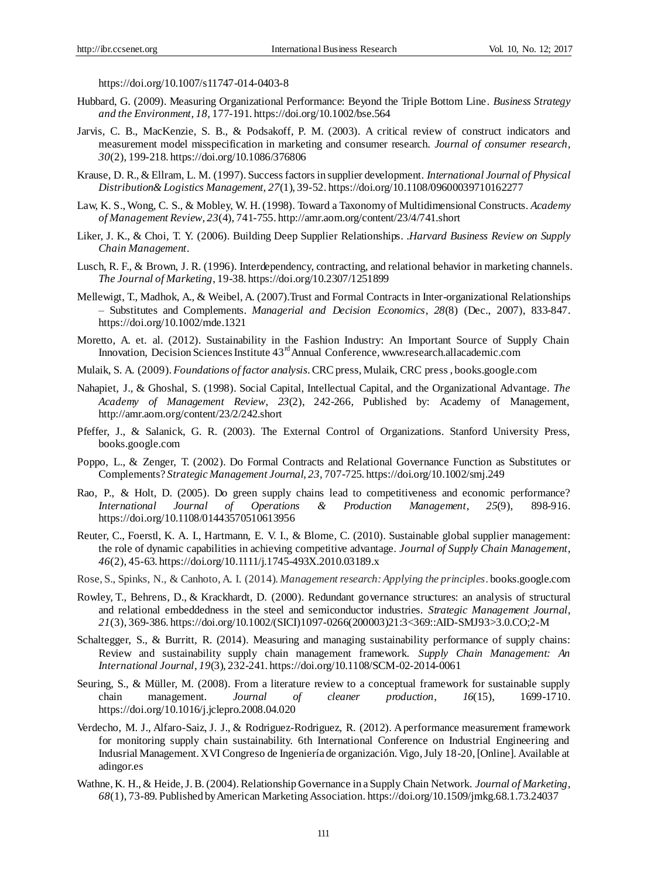https://doi.org/10.1007/s11747-014-0403-8

Hubbard, G. (2009). Measuring Organizational Performance: Beyond the Triple Bottom Line. *Business Strategy and the Environment, 18*, 177-191. https://doi.org/10.1002/bse.564

Jarvis, C. B., MacKenzie, S. B., & Podsakoff, P. M. (2003). A critical review of construct indicators and measurement model misspecification in marketing and consumer research. *Journal of consumer research*, *30*(2), 199-218. https://doi.org/10.1086/376806

Krause, D. R., & Ellram, L. M. (1997). Success factors in supplier development. *International Journal of Physical Distribution& Logistics Management, 27*(1), 39-52. https://doi.org/10.1108/09600039710162277

Law, K. S., Wong, C. S., & Mobley, W. H. (1998). Toward a Taxonomy of Multidimensional Constructs. *Academy of Management Review*, *23*(4), 741-755. http://amr.aom.org/content/23/4/741.short

Liker, J. K., & Choi, T. Y. (2006). Building Deep Supplier Relationships. .*Harvard Business Review on Supply Chain Management*.

Lusch, R. F., & Brown, J. R. (1996). Interdependency, contracting, and relational behavior in marketing channels. *The Journal of Marketing*, 19-38. https://doi.org/10.2307/1251899

Mellewigt, T., Madhok, A., & Weibel, A. (2007).Trust and Formal Contracts in Inter-organizational Relationships – Substitutes and Complements. *Managerial and Decision Economics*, *28*(8) (Dec., 2007), 833-847. https://doi.org/10.1002/mde.1321

Moretto, A. et. al. (2012). Sustainability in the Fashion Industry: An Important Source of Supply Chain Innovation, Decision Sciences Institute 43rd Annual Conference, www.research.allacademic.com

Mulaik, S. A. (2009). *Foundations of factor analysis*. CRC press, Mulaik, CRC press , books.google.com

Nahapiet, J., & Ghoshal, S. (1998). Social Capital, Intellectual Capital, and the Organizational Advantage. *The Academy of Management Review*, *23*(2), 242-266, Published by: Academy of Management, http://amr.aom.org/content/23/2/242.short

Pfeffer, J., & Salanick, G. R. (2003). The External Control of Organizations. Stanford University Press, books.google.com

Poppo, L., & Zenger, T. (2002). Do Formal Contracts and Relational Governance Function as Substitutes or Complements? *Strategic Management Journal, 23*, 707-725. https://doi.org/10.1002/smj.249

Rao, P., & Holt, D. (2005). Do green supply chains lead to competitiveness and economic performance? *International Journal of Operations & Production Management*, *25*(9), 898-916. https://doi.org/10.1108/01443570510613956

Reuter, C., Foerstl, K. A. I., Hartmann, E. V. I., & Blome, C. (2010). Sustainable global supplier management: the role of dynamic capabilities in achieving competitive advantage. *Journal of Supply Chain Management*, *46*(2), 45-63. https://doi.org/10.1111/j.1745-493X.2010.03189.x

Rose, S., Spinks, N., & Canhoto, A. I. (2014). *Management research: Applying the principles*. books.google.com

Rowley, T., Behrens, D., & Krackhardt, D. (2000). Redundant governance structures: an analysis of structural and relational embeddedness in the steel and semiconductor industries. *Strategic Management Journal*, *21*(3), 369-386. https://doi.org/10.1002/(SICI)1097-0266(200003)21:3<369::AID-SMJ93>3.0.CO;2-M

Schaltegger, S., & Burritt, R. (2014). Measuring and managing sustainability performance of supply chains: Review and sustainability supply chain management framework. *Supply Chain Management: An International Journal*, *19*(3), 232-241. https://doi.org/10.1108/SCM-02-2014-0061

Seuring, S., & Müller, M. (2008). From a literature review to a conceptual framework for sustainable supply chain management. *Journal of cleaner production*, *16*(15), 1699-1710. https://doi.org/10.1016/j.jclepro.2008.04.020

Verdecho, M. J., Alfaro-Saiz, J. J., & Rodriguez-Rodriguez, R. (2012). A performance measurement framework for monitoring supply chain sustainability. 6th International Conference on Industrial Engineering and Indusrial Management. XVI Congreso de Ingeniería de organización. Vigo, July 18-20, [Online]. Available at adingor.es

Wathne, K. H., & Heide, J. B. (2004). Relationship Governance in a Supply Chain Network. *Journal of Marketing*, *68*(1), 73-89. Published by American Marketing Association. https://doi.org/10.1509/jmkg.68.1.73.24037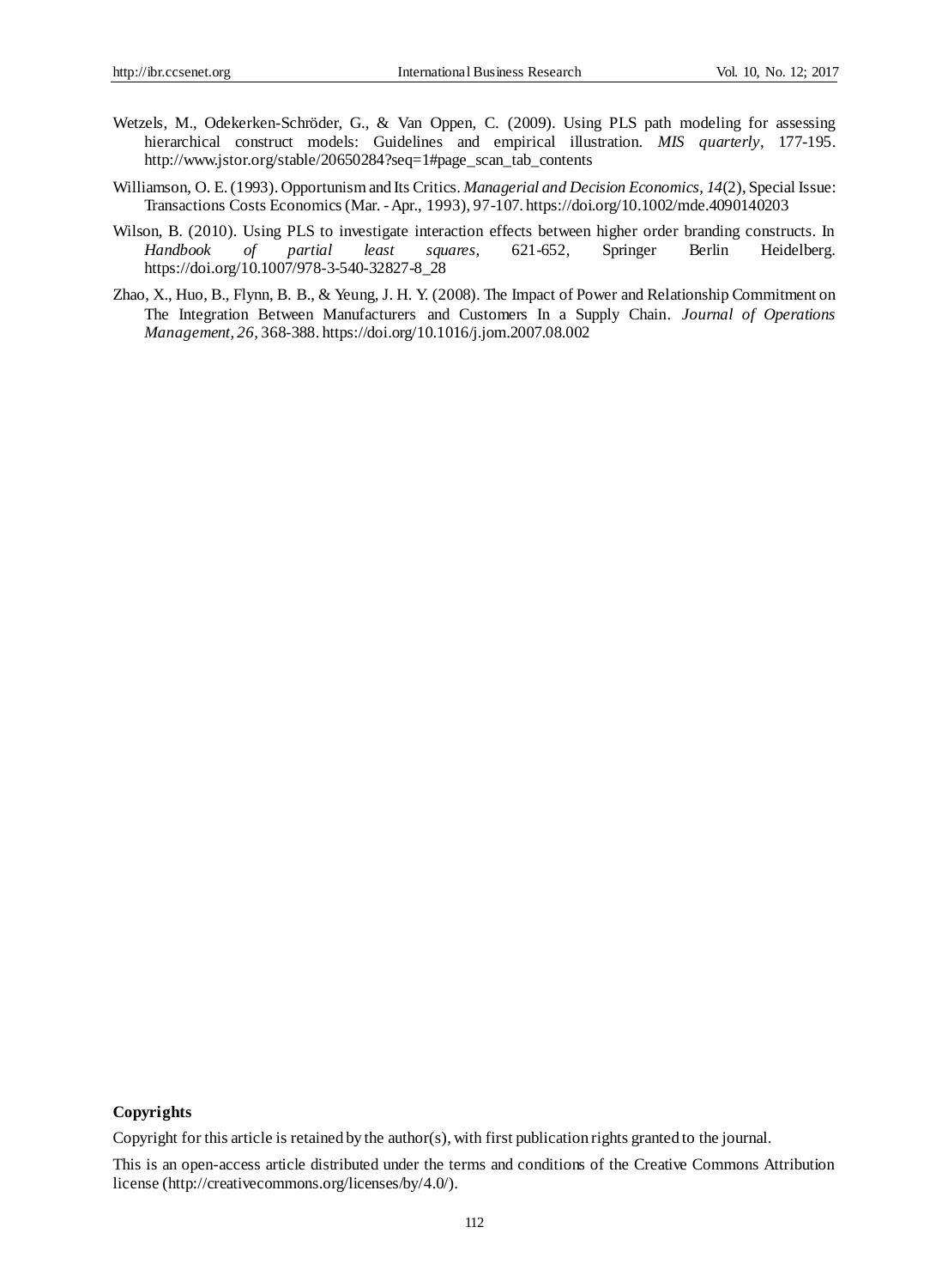Wetzels, M., Odekerken-Schröder, G., & Van Oppen, C. (2009). Using PLS path modeling for assessing hierarchical construct models: Guidelines and empirical illustration. *MIS quarterly*, 177-195. http://www.jstor.org/stable/20650284?seq=1#page_scan_tab_contents

Williamson, O. E. (1993). Opportunism and Its Critics. *Managerial and Decision Economics, 14*(2), Special Issue: Transactions Costs Economics (Mar. - Apr., 1993), 97-107. https://doi.org/10.1002/mde.4090140203

Wilson, B. (2010). Using PLS to investigate interaction effects between higher order branding constructs. In *Handbook of partial least squares*, 621-652, Springer Berlin Heidelberg. https://doi.org/10.1007/978-3-540-32827-8_28

Zhao, X., Huo, B., Flynn, B. B., & Yeung, J. H. Y. (2008). The Impact of Power and Relationship Commitment on The Integration Between Manufacturers and Customers In a Supply Chain. *Journal of Operations Management, 26,* 368-388. https://doi.org/10.1016/j.jom.2007.08.002

**Copyrights**

Copyright for this article is retained by the author(s), with first publication rights granted to the journal.

This is an open-access article distributed under the terms and conditions of the Creative Commons Attribution license (http://creativecommons.org/licenses/by/4.0/).